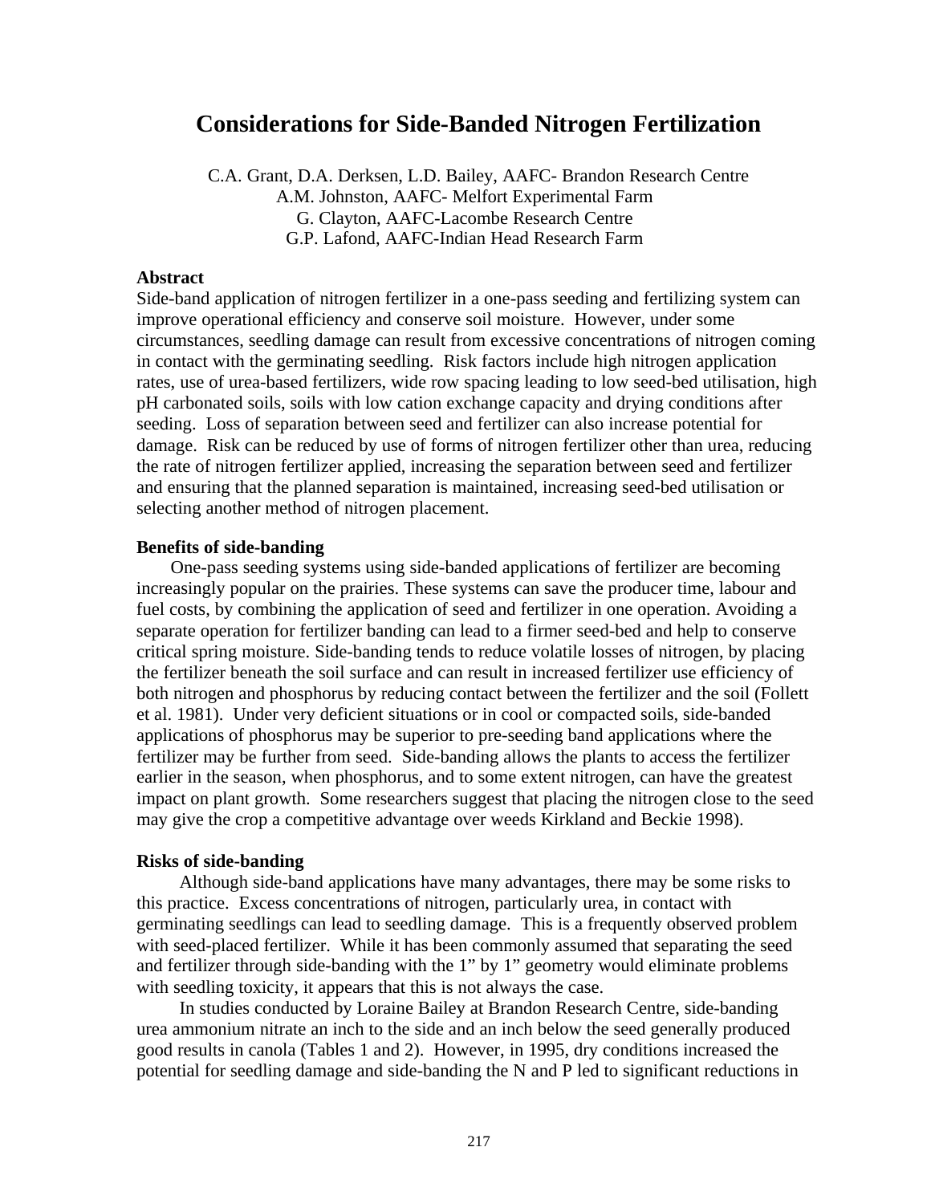# Considerations for Side-Banded Nitrogen Fertilization

C.A. Grant, D.A. Derksen, L.D. Bailey, AAFC- Brandon Research Centre
A.M. Johnston, AAFC- Melfort Experimental Farm
G. Clayton, AAFC-Lacombe Research Centre
G.P. Lafond, AAFC-Indian Head Research Farm

**Abstract**

Side-band application of nitrogen fertilizer in a one-pass seeding and fertilizing system can improve operational efficiency and conserve soil moisture. However, under some circumstances, seedling damage can result from excessive concentrations of nitrogen coming in contact with the germinating seedling. Risk factors include high nitrogen application rates, use of urea-based fertilizers, wide row spacing leading to low seed-bed utilisation, high pH carbonated soils, soils with low cation exchange capacity and drying conditions after seeding. Loss of separation between seed and fertilizer can also increase potential for damage. Risk can be reduced by use of forms of nitrogen fertilizer other than urea, reducing the rate of nitrogen fertilizer applied, increasing the separation between seed and fertilizer and ensuring that the planned separation is maintained, increasing seed-bed utilisation or selecting another method of nitrogen placement.

**Benefits of side-banding**

One-pass seeding systems using side-banded applications of fertilizer are becoming increasingly popular on the prairies. These systems can save the producer time, labour and fuel costs, by combining the application of seed and fertilizer in one operation. Avoiding a separate operation for fertilizer banding can lead to a firmer seed-bed and help to conserve critical spring moisture. Side-banding tends to reduce volatile losses of nitrogen, by placing the fertilizer beneath the soil surface and can result in increased fertilizer use efficiency of both nitrogen and phosphorus by reducing contact between the fertilizer and the soil (Follett et al. 1981). Under very deficient situations or in cool or compacted soils, side-banded applications of phosphorus may be superior to pre-seeding band applications where the fertilizer may be further from seed. Side-banding allows the plants to access the fertilizer earlier in the season, when phosphorus, and to some extent nitrogen, can have the greatest impact on plant growth. Some researchers suggest that placing the nitrogen close to the seed may give the crop a competitive advantage over weeds Kirkland and Beckie 1998).

**Risks of side-banding**

Although side-band applications have many advantages, there may be some risks to this practice. Excess concentrations of nitrogen, particularly urea, in contact with germinating seedlings can lead to seedling damage. This is a frequently observed problem with seed-placed fertilizer. While it has been commonly assumed that separating the seed and fertilizer through side-banding with the 1" by 1" geometry would eliminate problems with seedling toxicity, it appears that this is not always the case.

In studies conducted by Loraine Bailey at Brandon Research Centre, side-banding urea ammonium nitrate an inch to the side and an inch below the seed generally produced good results in canola (Tables 1 and 2). However, in 1995, dry conditions increased the potential for seedling damage and side-banding the N and P led to significant reductions in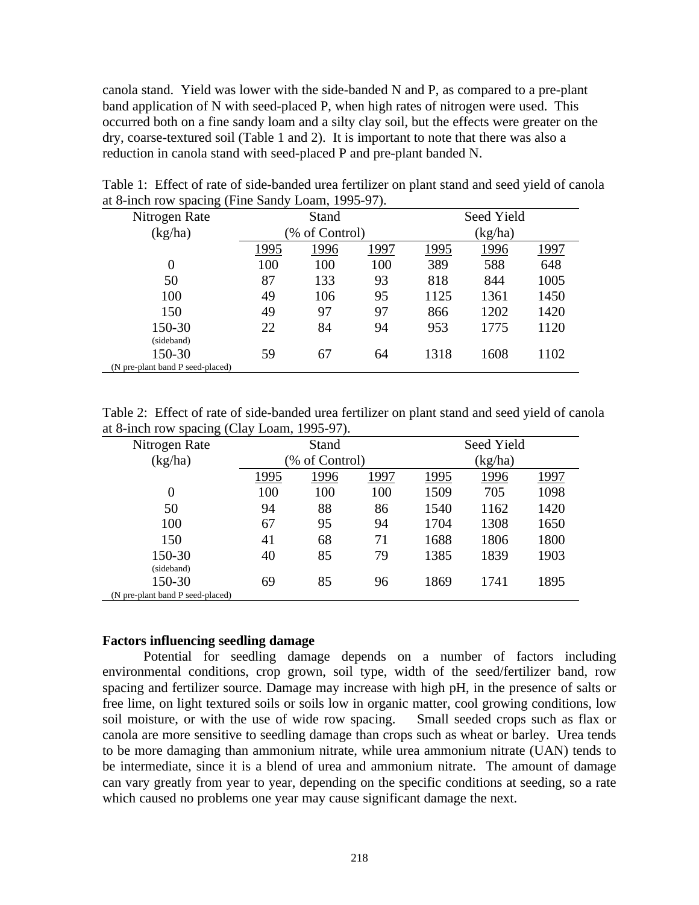canola stand. Yield was lower with the side-banded N and P, as compared to a pre-plant band application of N with seed-placed P, when high rates of nitrogen were used. This occurred both on a fine sandy loam and a silty clay soil, but the effects were greater on the dry, coarse-textured soil (Table 1 and 2). It is important to note that there was also a reduction in canola stand with seed-placed P and pre-plant banded N.

Table 1: Effect of rate of side-banded urea fertilizer on plant stand and seed yield of canola at 8-inch row spacing (Fine Sandy Loam, 1995-97).

| Nitrogen Rate (kg/ha) | Stand (% of Control) | | | Seed Yield (kg/ha) | | |
|---|---|---|---|---|---|---|
| | 1995 | 1996 | 1997 | 1995 | 1996 | 1997 |
| 0 | 100 | 100 | 100 | 389 | 588 | 648 |
| 50 | 87 | 133 | 93 | 818 | 844 | 1005 |
| 100 | 49 | 106 | 95 | 1125 | 1361 | 1450 |
| 150 | 49 | 97 | 97 | 866 | 1202 | 1420 |
| 150-30 (sideband) | 22 | 84 | 94 | 953 | 1775 | 1120 |
| 150-30 (N pre-plant band P seed-placed) | 59 | 67 | 64 | 1318 | 1608 | 1102 |

Table 2: Effect of rate of side-banded urea fertilizer on plant stand and seed yield of canola at 8-inch row spacing (Clay Loam, 1995-97).

| Nitrogen Rate (kg/ha) | Stand (% of Control) | | | Seed Yield (kg/ha) | | |
|---|---|---|---|---|---|---|
| | 1995 | 1996 | 1997 | 1995 | 1996 | 1997 |
| 0 | 100 | 100 | 100 | 1509 | 705 | 1098 |
| 50 | 94 | 88 | 86 | 1540 | 1162 | 1420 |
| 100 | 67 | 95 | 94 | 1704 | 1308 | 1650 |
| 150 | 41 | 68 | 71 | 1688 | 1806 | 1800 |
| 150-30 (sideband) | 40 | 85 | 79 | 1385 | 1839 | 1903 |
| 150-30 (N pre-plant band P seed-placed) | 69 | 85 | 96 | 1869 | 1741 | 1895 |

**Factors influencing seedling damage**

Potential for seedling damage depends on a number of factors including environmental conditions, crop grown, soil type, width of the seed/fertilizer band, row spacing and fertilizer source. Damage may increase with high pH, in the presence of salts or free lime, on light textured soils or soils low in organic matter, cool growing conditions, low soil moisture, or with the use of wide row spacing. Small seeded crops such as flax or canola are more sensitive to seedling damage than crops such as wheat or barley. Urea tends to be more damaging than ammonium nitrate, while urea ammonium nitrate (UAN) tends to be intermediate, since it is a blend of urea and ammonium nitrate. The amount of damage can vary greatly from year to year, depending on the specific conditions at seeding, so a rate which caused no problems one year may cause significant damage the next.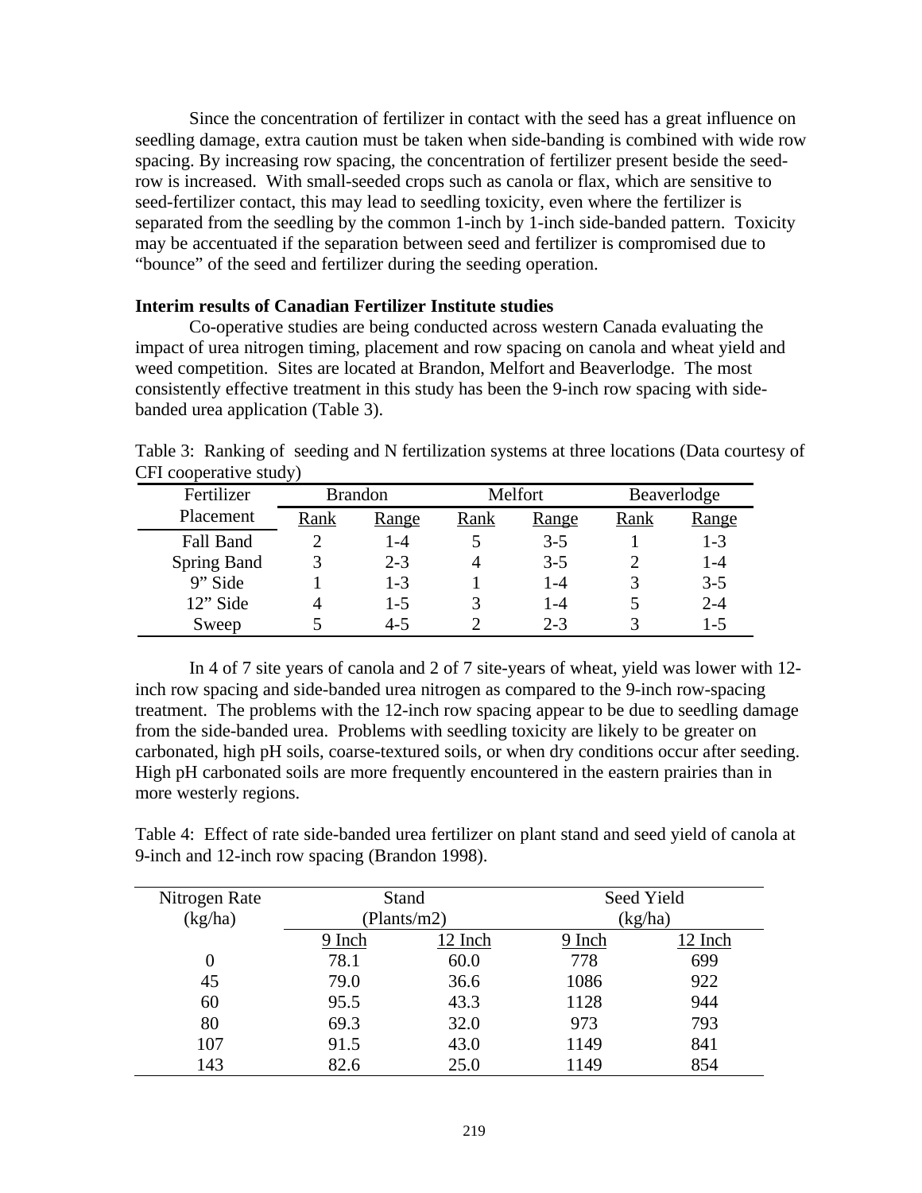Since the concentration of fertilizer in contact with the seed has a great influence on seedling damage, extra caution must be taken when side-banding is combined with wide row spacing. By increasing row spacing, the concentration of fertilizer present beside the seed-row is increased. With small-seeded crops such as canola or flax, which are sensitive to seed-fertilizer contact, this may lead to seedling toxicity, even where the fertilizer is separated from the seedling by the common 1-inch by 1-inch side-banded pattern. Toxicity may be accentuated if the separation between seed and fertilizer is compromised due to "bounce" of the seed and fertilizer during the seeding operation.

**Interim results of Canadian Fertilizer Institute studies**

Co-operative studies are being conducted across western Canada evaluating the impact of urea nitrogen timing, placement and row spacing on canola and wheat yield and weed competition. Sites are located at Brandon, Melfort and Beaverlodge. The most consistently effective treatment in this study has been the 9-inch row spacing with side-banded urea application (Table 3).

Table 3: Ranking of seeding and N fertilization systems at three locations (Data courtesy of CFI cooperative study)

| Fertilizer | Brandon | | Melfort | | Beaverlodge | |
|---|---|---|---|---|---|---|
| Placement | Rank | Range | Rank | Range | Rank | Range |
| Fall Band | 2 | 1-4 | 5 | 3-5 | 1 | 1-3 |
| Spring Band | 3 | 2-3 | 4 | 3-5 | 2 | 1-4 |
| 9" Side | 1 | 1-3 | 1 | 1-4 | 3 | 3-5 |
| 12" Side | 4 | 1-5 | 3 | 1-4 | 5 | 2-4 |
| Sweep | 5 | 4-5 | 2 | 2-3 | 3 | 1-5 |

In 4 of 7 site years of canola and 2 of 7 site-years of wheat, yield was lower with 12-inch row spacing and side-banded urea nitrogen as compared to the 9-inch row-spacing treatment. The problems with the 12-inch row spacing appear to be due to seedling damage from the side-banded urea. Problems with seedling toxicity are likely to be greater on carbonated, high pH soils, coarse-textured soils, or when dry conditions occur after seeding. High pH carbonated soils are more frequently encountered in the eastern prairies than in more westerly regions.

Table 4: Effect of rate side-banded urea fertilizer on plant stand and seed yield of canola at 9-inch and 12-inch row spacing (Brandon 1998).

| Nitrogen Rate (kg/ha) | Stand (Plants/m2) | | Seed Yield (kg/ha) | |
|---|---|---|---|---|
| | 9 Inch | 12 Inch | 9 Inch | 12 Inch |
| 0 | 78.1 | 60.0 | 778 | 699 |
| 45 | 79.0 | 36.6 | 1086 | 922 |
| 60 | 95.5 | 43.3 | 1128 | 944 |
| 80 | 69.3 | 32.0 | 973 | 793 |
| 107 | 91.5 | 43.0 | 1149 | 841 |
| 143 | 82.6 | 25.0 | 1149 | 854 |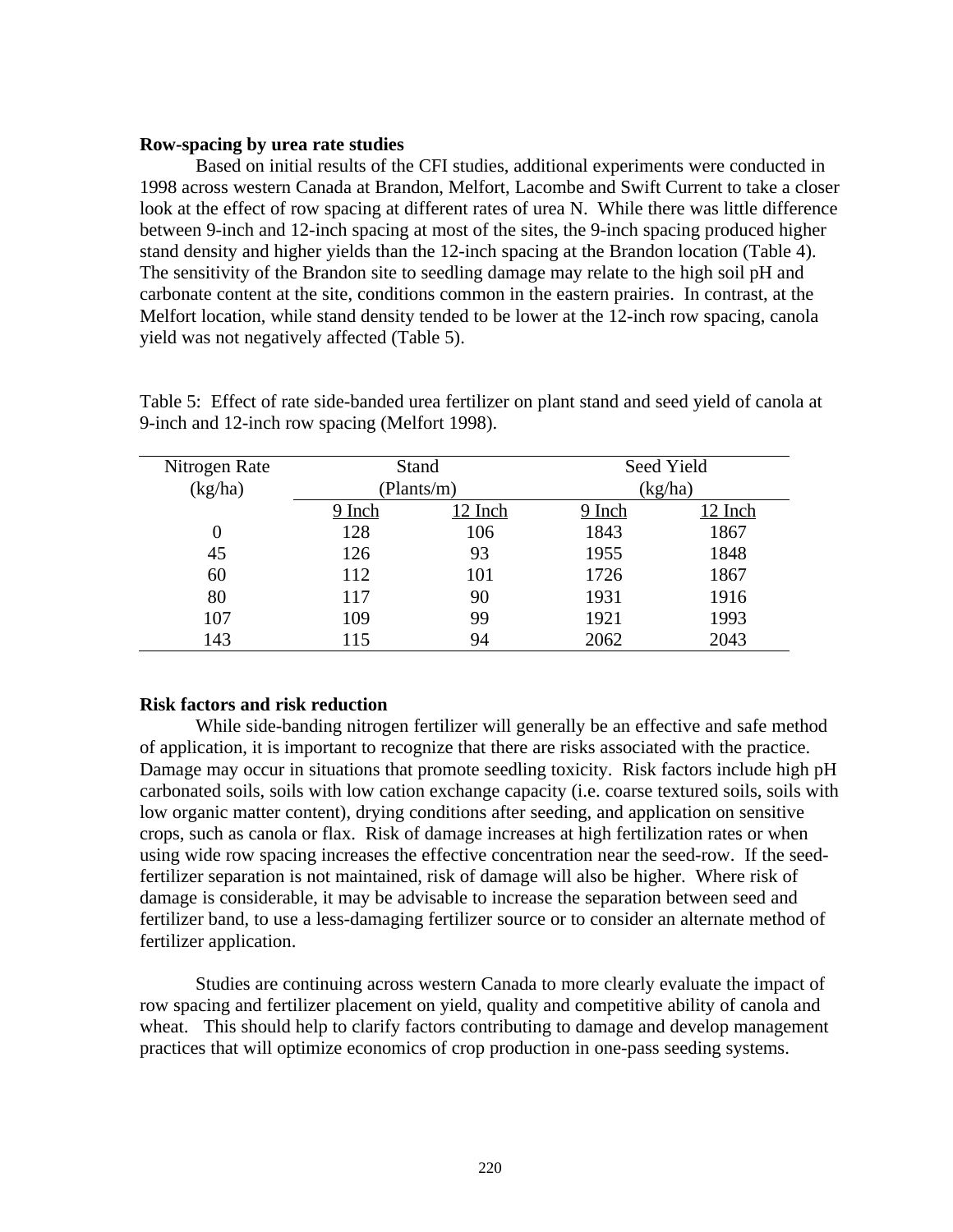### Row-spacing by urea rate studies

Based on initial results of the CFI studies, additional experiments were conducted in 1998 across western Canada at Brandon, Melfort, Lacombe and Swift Current to take a closer look at the effect of row spacing at different rates of urea N. While there was little difference between 9-inch and 12-inch spacing at most of the sites, the 9-inch spacing produced higher stand density and higher yields than the 12-inch spacing at the Brandon location (Table 4). The sensitivity of the Brandon site to seedling damage may relate to the high soil pH and carbonate content at the site, conditions common in the eastern prairies. In contrast, at the Melfort location, while stand density tended to be lower at the 12-inch row spacing, canola yield was not negatively affected (Table 5).

Table 5: Effect of rate side-banded urea fertilizer on plant stand and seed yield of canola at 9-inch and 12-inch row spacing (Melfort 1998).

| Nitrogen Rate (kg/ha) | Stand (Plants/m) | | Seed Yield (kg/ha) | |
|---|---|---|---|---|
| | 9 Inch | 12 Inch | 9 Inch | 12 Inch |
| 0 | 128 | 106 | 1843 | 1867 |
| 45 | 126 | 93 | 1955 | 1848 |
| 60 | 112 | 101 | 1726 | 1867 |
| 80 | 117 | 90 | 1931 | 1916 |
| 107 | 109 | 99 | 1921 | 1993 |
| 143 | 115 | 94 | 2062 | 2043 |

### Risk factors and risk reduction

While side-banding nitrogen fertilizer will generally be an effective and safe method of application, it is important to recognize that there are risks associated with the practice. Damage may occur in situations that promote seedling toxicity. Risk factors include high pH carbonated soils, soils with low cation exchange capacity (i.e. coarse textured soils, soils with low organic matter content), drying conditions after seeding, and application on sensitive crops, such as canola or flax. Risk of damage increases at high fertilization rates or when using wide row spacing increases the effective concentration near the seed-row. If the seed-fertilizer separation is not maintained, risk of damage will also be higher. Where risk of damage is considerable, it may be advisable to increase the separation between seed and fertilizer band, to use a less-damaging fertilizer source or to consider an alternate method of fertilizer application.

Studies are continuing across western Canada to more clearly evaluate the impact of row spacing and fertilizer placement on yield, quality and competitive ability of canola and wheat. This should help to clarify factors contributing to damage and develop management practices that will optimize economics of crop production in one-pass seeding systems.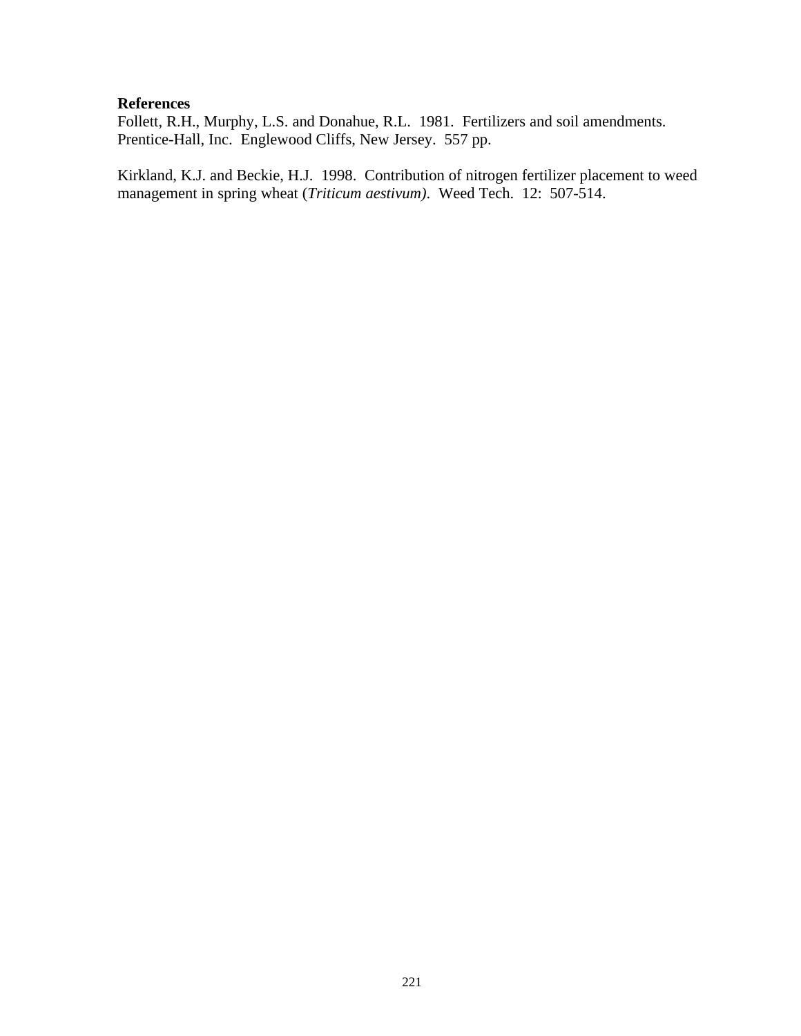**References**

Follett, R.H., Murphy, L.S. and Donahue, R.L. 1981. Fertilizers and soil amendments. Prentice-Hall, Inc. Englewood Cliffs, New Jersey. 557 pp.

Kirkland, K.J. and Beckie, H.J. 1998. Contribution of nitrogen fertilizer placement to weed management in spring wheat (*Triticum aestivum)*. Weed Tech. 12: 507-514.